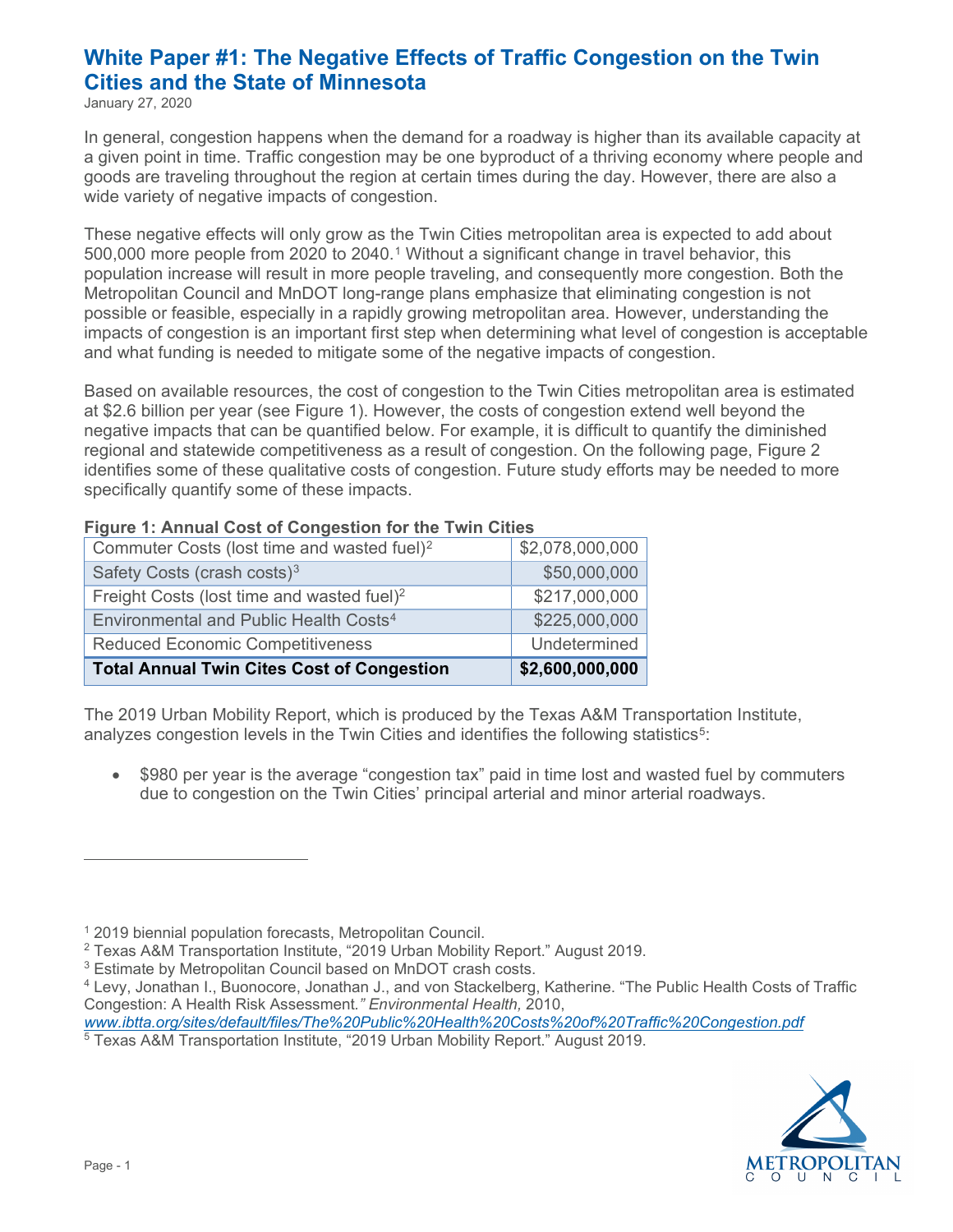# White Paper #1: The Negative Effects of Traffic Congestion on the Twin Cities and the State of Minnesota

January 27, 2020

In general, congestion happens when the demand for a roadway is higher than its available capacity at a given point in time. Traffic congestion may be one byproduct of a thriving economy where people and goods are traveling throughout the region at certain times during the day. However, there are also a wide variety of negative impacts of congestion.

These negative effects will only grow as the Twin Cities metropolitan area is expected to add about 500,000 more people from 2020 to 2040.[1] Without a significant change in travel behavior, this population increase will result in more people traveling, and consequently more congestion. Both the Metropolitan Council and MnDOT long-range plans emphasize that eliminating congestion is not possible or feasible, especially in a rapidly growing metropolitan area. However, understanding the impacts of congestion is an important first step when determining what level of congestion is acceptable and what funding is needed to mitigate some of the negative impacts of congestion.

Based on available resources, the cost of congestion to the Twin Cities metropolitan area is estimated at $2.6 billion per year (see Figure 1). However, the costs of congestion extend well beyond the negative impacts that can be quantified below. For example, it is difficult to quantify the diminished regional and statewide competitiveness as a result of congestion. On the following page, Figure 2 identifies some of these qualitative costs of congestion. Future study efforts may be needed to more specifically quantify some of these impacts.

**Figure 1: Annual Cost of Congestion for the Twin Cities**

| | |
|---|---|
| Commuter Costs (lost time and wasted fuel)[2] | $2,078,000,000 |
| Safety Costs (crash costs)[3] | $50,000,000 |
| Freight Costs (lost time and wasted fuel)[2] | $217,000,000 |
| Environmental and Public Health Costs[4] | $225,000,000 |
| Reduced Economic Competitiveness | Undetermined |
| **Total Annual Twin Cites Cost of Congestion** | **$2,600,000,000** |

The 2019 Urban Mobility Report, which is produced by the Texas A&M Transportation Institute, analyzes congestion levels in the Twin Cities and identifies the following statistics[5]:

- $980 per year is the average "congestion tax" paid in time lost and wasted fuel by commuters due to congestion on the Twin Cities' principal arterial and minor arterial roadways.

---

[1] 2019 biennial population forecasts, Metropolitan Council.

[2] Texas A&M Transportation Institute, "2019 Urban Mobility Report." August 2019.

[3] Estimate by Metropolitan Council based on MnDOT crash costs.

[4] Levy, Jonathan I., Buonocore, Jonathan J., and von Stackelberg, Katherine. "The Public Health Costs of Traffic Congestion: A Health Risk Assessment." *Environmental Health,* 2010, *www.ibtta.org/sites/default/files/The%20Public%20Health%20Costs%20of%20Traffic%20Congestion.pdf*

[5] Texas A&M Transportation Institute, "2019 Urban Mobility Report." August 2019.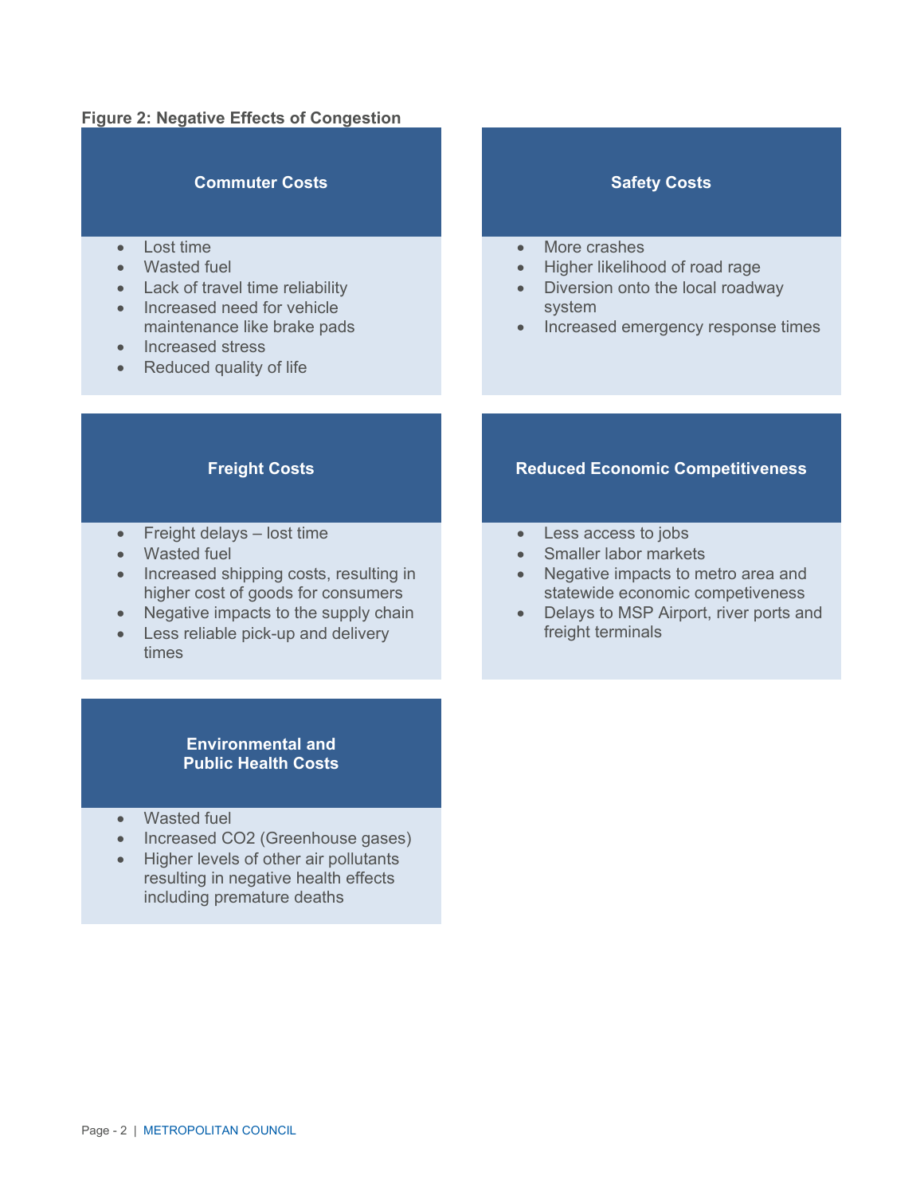**Figure 2: Negative Effects of Congestion**

**Commuter Costs**

- Lost time
- Wasted fuel
- Lack of travel time reliability
- Increased need for vehicle maintenance like brake pads
- Increased stress
- Reduced quality of life

**Safety Costs**

- More crashes
- Higher likelihood of road rage
- Diversion onto the local roadway system
- Increased emergency response times

**Freight Costs**

- Freight delays – lost time
- Wasted fuel
- Increased shipping costs, resulting in higher cost of goods for consumers
- Negative impacts to the supply chain
- Less reliable pick-up and delivery times

**Reduced Economic Competitiveness**

- Less access to jobs
- Smaller labor markets
- Negative impacts to metro area and statewide economic competiveness
- Delays to MSP Airport, river ports and freight terminals

**Environmental and Public Health Costs**

- Wasted fuel
- Increased $CO_2$ (Greenhouse gases)
- Higher levels of other air pollutants resulting in negative health effects including premature deaths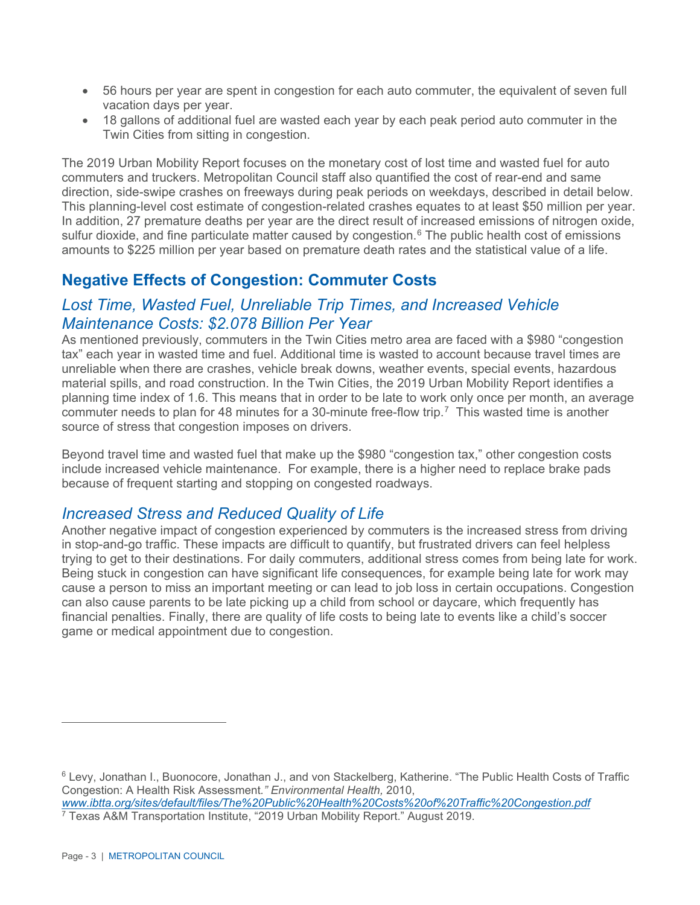- 56 hours per year are spent in congestion for each auto commuter, the equivalent of seven full vacation days per year.
- 18 gallons of additional fuel are wasted each year by each peak period auto commuter in the Twin Cities from sitting in congestion.

The 2019 Urban Mobility Report focuses on the monetary cost of lost time and wasted fuel for auto commuters and truckers. Metropolitan Council staff also quantified the cost of rear-end and same direction, side-swipe crashes on freeways during peak periods on weekdays, described in detail below. This planning-level cost estimate of congestion-related crashes equates to at least $50 million per year. In addition, 27 premature deaths per year are the direct result of increased emissions of nitrogen oxide, sulfur dioxide, and fine particulate matter caused by congestion.[6] The public health cost of emissions amounts to $225 million per year based on premature death rates and the statistical value of a life.

## Negative Effects of Congestion: Commuter Costs

### *Lost Time, Wasted Fuel, Unreliable Trip Times, and Increased Vehicle Maintenance Costs: $2.078 Billion Per Year*

As mentioned previously, commuters in the Twin Cities metro area are faced with a $980 "congestion tax" each year in wasted time and fuel. Additional time is wasted to account because travel times are unreliable when there are crashes, vehicle break downs, weather events, special events, hazardous material spills, and road construction. In the Twin Cities, the 2019 Urban Mobility Report identifies a planning time index of 1.6. This means that in order to be late to work only once per month, an average commuter needs to plan for 48 minutes for a 30-minute free-flow trip.[7] This wasted time is another source of stress that congestion imposes on drivers.

Beyond travel time and wasted fuel that make up the $980 "congestion tax," other congestion costs include increased vehicle maintenance. For example, there is a higher need to replace brake pads because of frequent starting and stopping on congested roadways.

### *Increased Stress and Reduced Quality of Life*

Another negative impact of congestion experienced by commuters is the increased stress from driving in stop-and-go traffic. These impacts are difficult to quantify, but frustrated drivers can feel helpless trying to get to their destinations. For daily commuters, additional stress comes from being late for work. Being stuck in congestion can have significant life consequences, for example being late for work may cause a person to miss an important meeting or can lead to job loss in certain occupations. Congestion can also cause parents to be late picking up a child from school or daycare, which frequently has financial penalties. Finally, there are quality of life costs to being late to events like a child's soccer game or medical appointment due to congestion.

---

[6] Levy, Jonathan I., Buonocore, Jonathan J., and von Stackelberg, Katherine. "The Public Health Costs of Traffic Congestion: A Health Risk Assessment*." Environmental Health,* 2010, *www.ibtta.org/sites/default/files/The%20Public%20Health%20Costs%20of%20Traffic%20Congestion.pdf*

[7] Texas A&M Transportation Institute, "2019 Urban Mobility Report." August 2019.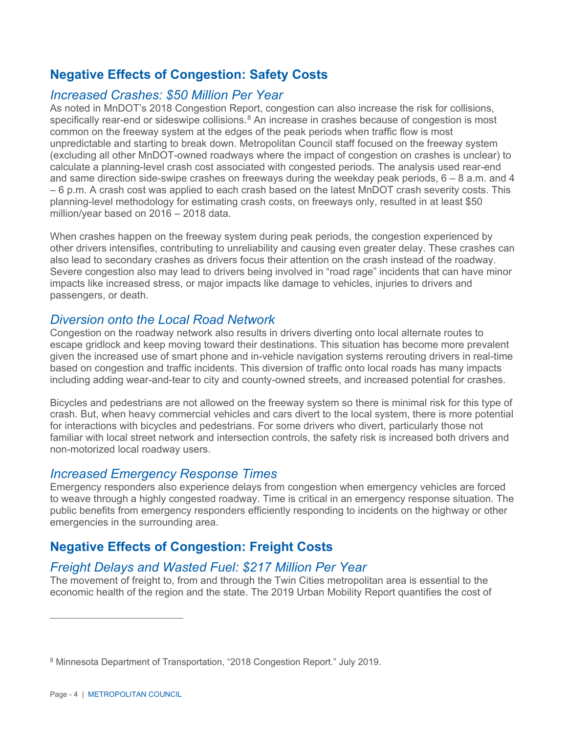## Negative Effects of Congestion: Safety Costs

### *Increased Crashes: $50 Million Per Year*

As noted in MnDOT's 2018 Congestion Report, congestion can also increase the risk for collisions, specifically rear-end or sideswipe collisions.[8] An increase in crashes because of congestion is most common on the freeway system at the edges of the peak periods when traffic flow is most unpredictable and starting to break down. Metropolitan Council staff focused on the freeway system (excluding all other MnDOT-owned roadways where the impact of congestion on crashes is unclear) to calculate a planning-level crash cost associated with congested periods. The analysis used rear-end and same direction side-swipe crashes on freeways during the weekday peak periods, 6 – 8 a.m. and 4 – 6 p.m. A crash cost was applied to each crash based on the latest MnDOT crash severity costs. This planning-level methodology for estimating crash costs, on freeways only, resulted in at least $50 million/year based on 2016 – 2018 data.

When crashes happen on the freeway system during peak periods, the congestion experienced by other drivers intensifies, contributing to unreliability and causing even greater delay. These crashes can also lead to secondary crashes as drivers focus their attention on the crash instead of the roadway. Severe congestion also may lead to drivers being involved in "road rage" incidents that can have minor impacts like increased stress, or major impacts like damage to vehicles, injuries to drivers and passengers, or death.

### *Diversion onto the Local Road Network*

Congestion on the roadway network also results in drivers diverting onto local alternate routes to escape gridlock and keep moving toward their destinations. This situation has become more prevalent given the increased use of smart phone and in-vehicle navigation systems rerouting drivers in real-time based on congestion and traffic incidents. This diversion of traffic onto local roads has many impacts including adding wear-and-tear to city and county-owned streets, and increased potential for crashes.

Bicycles and pedestrians are not allowed on the freeway system so there is minimal risk for this type of crash. But, when heavy commercial vehicles and cars divert to the local system, there is more potential for interactions with bicycles and pedestrians. For some drivers who divert, particularly those not familiar with local street network and intersection controls, the safety risk is increased both drivers and non-motorized local roadway users.

### *Increased Emergency Response Times*

Emergency responders also experience delays from congestion when emergency vehicles are forced to weave through a highly congested roadway. Time is critical in an emergency response situation. The public benefits from emergency responders efficiently responding to incidents on the highway or other emergencies in the surrounding area.

## Negative Effects of Congestion: Freight Costs

### *Freight Delays and Wasted Fuel: $217 Million Per Year*

The movement of freight to, from and through the Twin Cities metropolitan area is essential to the economic health of the region and the state. The 2019 Urban Mobility Report quantifies the cost of

[8] Minnesota Department of Transportation, "2018 Congestion Report." July 2019.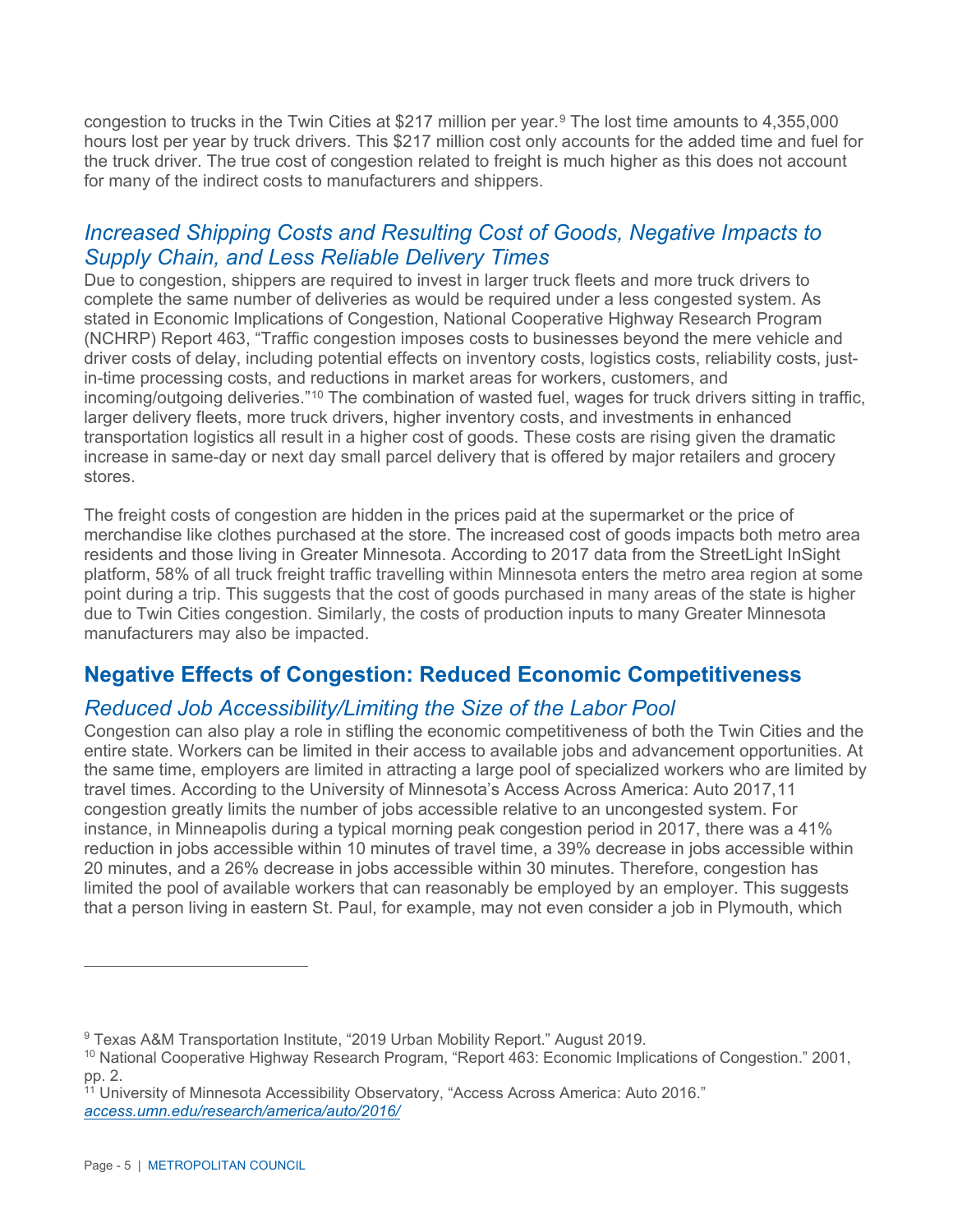congestion to trucks in the Twin Cities at $217 million per year.[9] The lost time amounts to 4,355,000 hours lost per year by truck drivers. This $217 million cost only accounts for the added time and fuel for the truck driver. The true cost of congestion related to freight is much higher as this does not account for many of the indirect costs to manufacturers and shippers.

### *Increased Shipping Costs and Resulting Cost of Goods, Negative Impacts to Supply Chain, and Less Reliable Delivery Times*

Due to congestion, shippers are required to invest in larger truck fleets and more truck drivers to complete the same number of deliveries as would be required under a less congested system. As stated in Economic Implications of Congestion, National Cooperative Highway Research Program (NCHRP) Report 463, "Traffic congestion imposes costs to businesses beyond the mere vehicle and driver costs of delay, including potential effects on inventory costs, logistics costs, reliability costs, just-in-time processing costs, and reductions in market areas for workers, customers, and incoming/outgoing deliveries."[10] The combination of wasted fuel, wages for truck drivers sitting in traffic, larger delivery fleets, more truck drivers, higher inventory costs, and investments in enhanced transportation logistics all result in a higher cost of goods. These costs are rising given the dramatic increase in same-day or next day small parcel delivery that is offered by major retailers and grocery stores.

The freight costs of congestion are hidden in the prices paid at the supermarket or the price of merchandise like clothes purchased at the store. The increased cost of goods impacts both metro area residents and those living in Greater Minnesota. According to 2017 data from the StreetLight InSight platform, 58% of all truck freight traffic travelling within Minnesota enters the metro area region at some point during a trip. This suggests that the cost of goods purchased in many areas of the state is higher due to Twin Cities congestion. Similarly, the costs of production inputs to many Greater Minnesota manufacturers may also be impacted.

## Negative Effects of Congestion: Reduced Economic Competitiveness

### *Reduced Job Accessibility/Limiting the Size of the Labor Pool*

Congestion can also play a role in stifling the economic competitiveness of both the Twin Cities and the entire state. Workers can be limited in their access to available jobs and advancement opportunities. At the same time, employers are limited in attracting a large pool of specialized workers who are limited by travel times. According to the University of Minnesota's Access Across America: Auto 2017,11 congestion greatly limits the number of jobs accessible relative to an uncongested system. For instance, in Minneapolis during a typical morning peak congestion period in 2017, there was a 41% reduction in jobs accessible within 10 minutes of travel time, a 39% decrease in jobs accessible within 20 minutes, and a 26% decrease in jobs accessible within 30 minutes. Therefore, congestion has limited the pool of available workers that can reasonably be employed by an employer. This suggests that a person living in eastern St. Paul, for example, may not even consider a job in Plymouth, which

---

[9] Texas A&M Transportation Institute, "2019 Urban Mobility Report." August 2019.

[10] National Cooperative Highway Research Program, "Report 463: Economic Implications of Congestion." 2001, pp. 2.

[11] University of Minnesota Accessibility Observatory, "Access Across America: Auto 2016." *access.umn.edu/research/america/auto/2016/*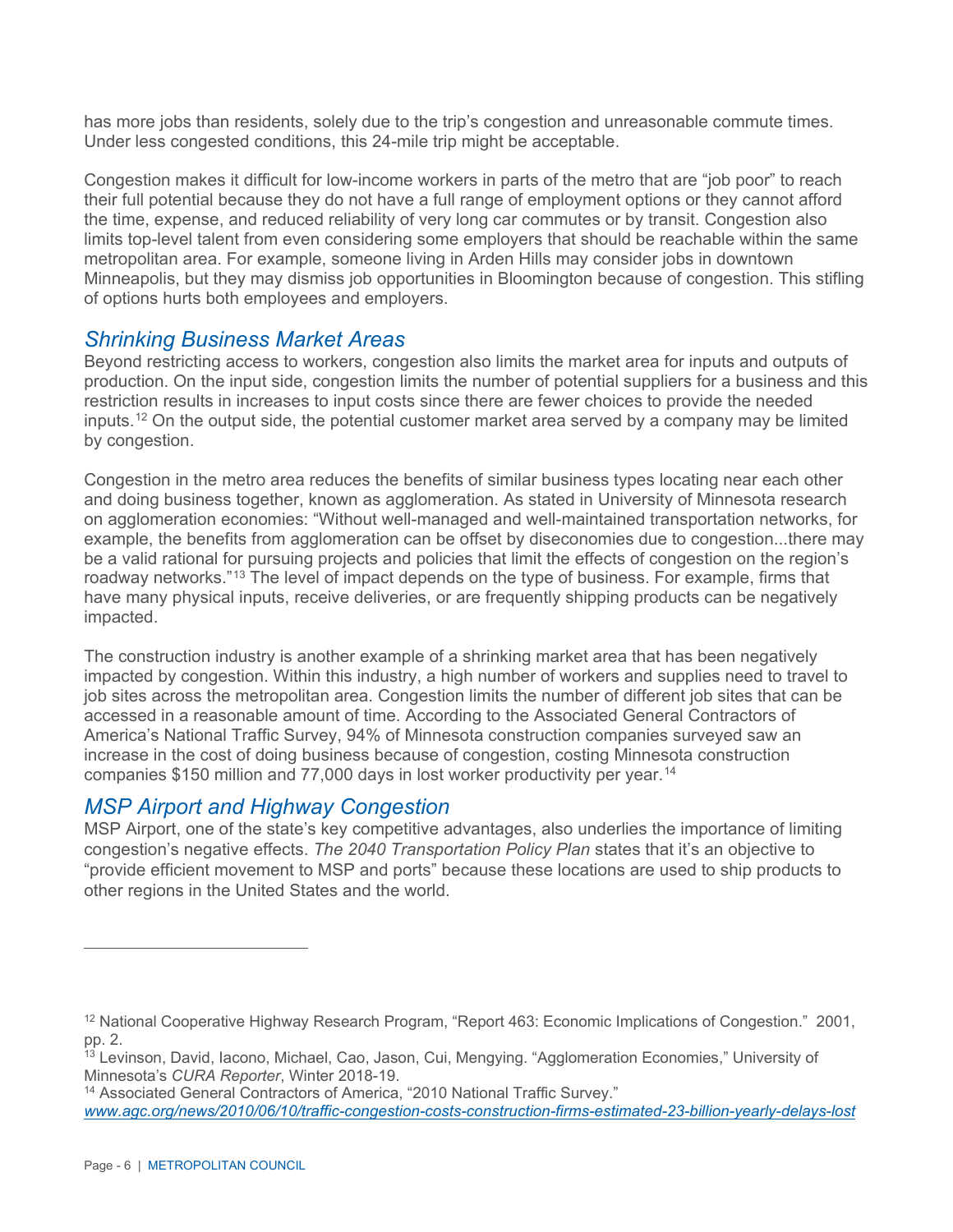has more jobs than residents, solely due to the trip's congestion and unreasonable commute times. Under less congested conditions, this 24-mile trip might be acceptable.

Congestion makes it difficult for low-income workers in parts of the metro that are "job poor" to reach their full potential because they do not have a full range of employment options or they cannot afford the time, expense, and reduced reliability of very long car commutes or by transit. Congestion also limits top-level talent from even considering some employers that should be reachable within the same metropolitan area. For example, someone living in Arden Hills may consider jobs in downtown Minneapolis, but they may dismiss job opportunities in Bloomington because of congestion. This stifling of options hurts both employees and employers.

## *Shrinking Business Market Areas*

Beyond restricting access to workers, congestion also limits the market area for inputs and outputs of production. On the input side, congestion limits the number of potential suppliers for a business and this restriction results in increases to input costs since there are fewer choices to provide the needed inputs.[12] On the output side, the potential customer market area served by a company may be limited by congestion.

Congestion in the metro area reduces the benefits of similar business types locating near each other and doing business together, known as agglomeration. As stated in University of Minnesota research on agglomeration economies: "Without well-managed and well-maintained transportation networks, for example, the benefits from agglomeration can be offset by diseconomies due to congestion...there may be a valid rational for pursuing projects and policies that limit the effects of congestion on the region's roadway networks."[13] The level of impact depends on the type of business. For example, firms that have many physical inputs, receive deliveries, or are frequently shipping products can be negatively impacted.

The construction industry is another example of a shrinking market area that has been negatively impacted by congestion. Within this industry, a high number of workers and supplies need to travel to job sites across the metropolitan area. Congestion limits the number of different job sites that can be accessed in a reasonable amount of time. According to the Associated General Contractors of America's National Traffic Survey, 94% of Minnesota construction companies surveyed saw an increase in the cost of doing business because of congestion, costing Minnesota construction companies $150 million and 77,000 days in lost worker productivity per year.[14]

## *MSP Airport and Highway Congestion*

MSP Airport, one of the state's key competitive advantages, also underlies the importance of limiting congestion's negative effects. *The 2040 Transportation Policy Plan* states that it's an objective to "provide efficient movement to MSP and ports" because these locations are used to ship products to other regions in the United States and the world.

---

[12] National Cooperative Highway Research Program, "Report 463: Economic Implications of Congestion." 2001, pp. 2.

[13] Levinson, David, Iacono, Michael, Cao, Jason, Cui, Mengying. "Agglomeration Economies," University of Minnesota's *CURA Reporter*, Winter 2018-19.

[14] Associated General Contractors of America, "2010 National Traffic Survey." *www.agc.org/news/2010/06/10/traffic-congestion-costs-construction-firms-estimated-23-billion-yearly-delays-lost*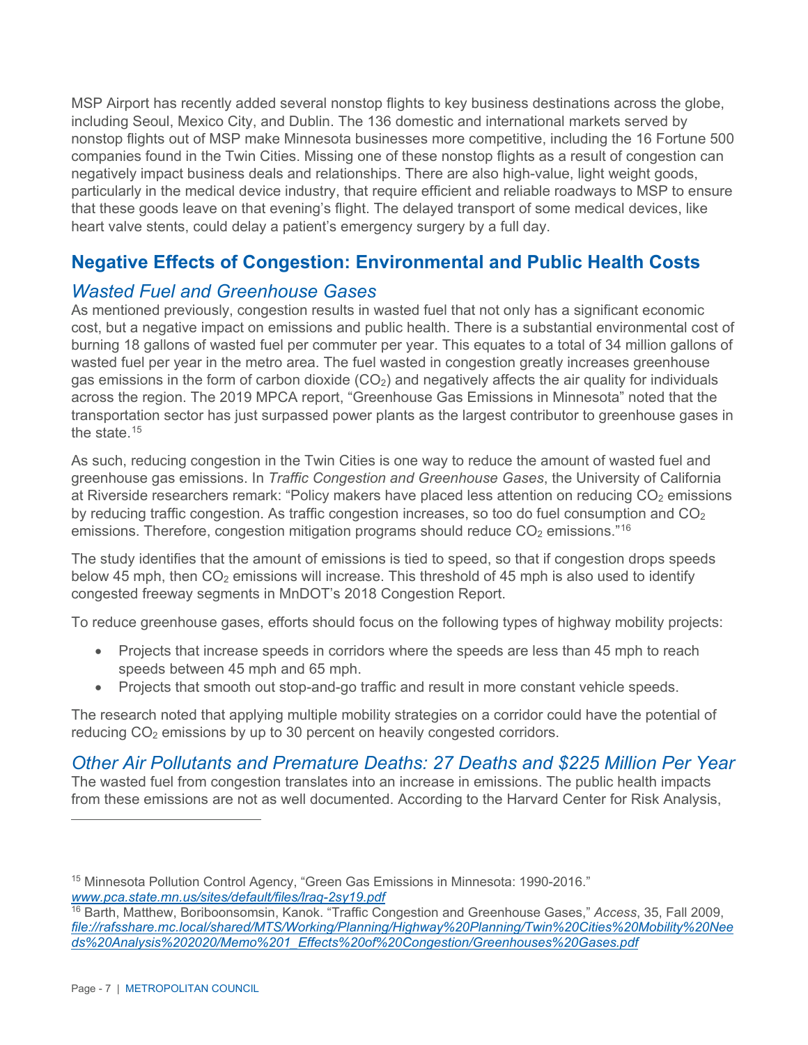MSP Airport has recently added several nonstop flights to key business destinations across the globe, including Seoul, Mexico City, and Dublin. The 136 domestic and international markets served by nonstop flights out of MSP make Minnesota businesses more competitive, including the 16 Fortune 500 companies found in the Twin Cities. Missing one of these nonstop flights as a result of congestion can negatively impact business deals and relationships. There are also high-value, light weight goods, particularly in the medical device industry, that require efficient and reliable roadways to MSP to ensure that these goods leave on that evening's flight. The delayed transport of some medical devices, like heart valve stents, could delay a patient's emergency surgery by a full day.

## Negative Effects of Congestion: Environmental and Public Health Costs

### *Wasted Fuel and Greenhouse Gases*

As mentioned previously, congestion results in wasted fuel that not only has a significant economic cost, but a negative impact on emissions and public health. There is a substantial environmental cost of burning 18 gallons of wasted fuel per commuter per year. This equates to a total of 34 million gallons of wasted fuel per year in the metro area. The fuel wasted in congestion greatly increases greenhouse gas emissions in the form of carbon dioxide ($CO_2$) and negatively affects the air quality for individuals across the region. The 2019 MPCA report, "Greenhouse Gas Emissions in Minnesota" noted that the transportation sector has just surpassed power plants as the largest contributor to greenhouse gases in the state.[15]

As such, reducing congestion in the Twin Cities is one way to reduce the amount of wasted fuel and greenhouse gas emissions. In *Traffic Congestion and Greenhouse Gases*, the University of California at Riverside researchers remark: "Policy makers have placed less attention on reducing $CO_2$ emissions by reducing traffic congestion. As traffic congestion increases, so too do fuel consumption and $CO_2$ emissions. Therefore, congestion mitigation programs should reduce $CO_2$ emissions."[16]

The study identifies that the amount of emissions is tied to speed, so that if congestion drops speeds below 45 mph, then $CO_2$ emissions will increase. This threshold of 45 mph is also used to identify congested freeway segments in MnDOT's 2018 Congestion Report.

To reduce greenhouse gases, efforts should focus on the following types of highway mobility projects:

- Projects that increase speeds in corridors where the speeds are less than 45 mph to reach speeds between 45 mph and 65 mph.
- Projects that smooth out stop-and-go traffic and result in more constant vehicle speeds.

The research noted that applying multiple mobility strategies on a corridor could have the potential of reducing $CO_2$ emissions by up to 30 percent on heavily congested corridors.

### *Other Air Pollutants and Premature Deaths: 27 Deaths and $225 Million Per Year*

The wasted fuel from congestion translates into an increase in emissions. The public health impacts from these emissions are not as well documented. According to the Harvard Center for Risk Analysis,

---

[15] Minnesota Pollution Control Agency, "Green Gas Emissions in Minnesota: 1990-2016." *www.pca.state.mn.us/sites/default/files/lraq-2sy19.pdf*

[16] Barth, Matthew, Boriboonsomsin, Kanok. "Traffic Congestion and Greenhouse Gases," *Access*, 35, Fall 2009, *file://rafsshare.mc.local/shared/MTS/Working/Planning/Highway%20Planning/Twin%20Cities%20Mobility%20Needs%20Analysis%202020/Memo%201_Effects%20of%20Congestion/Greenhouses%20Gases.pdf*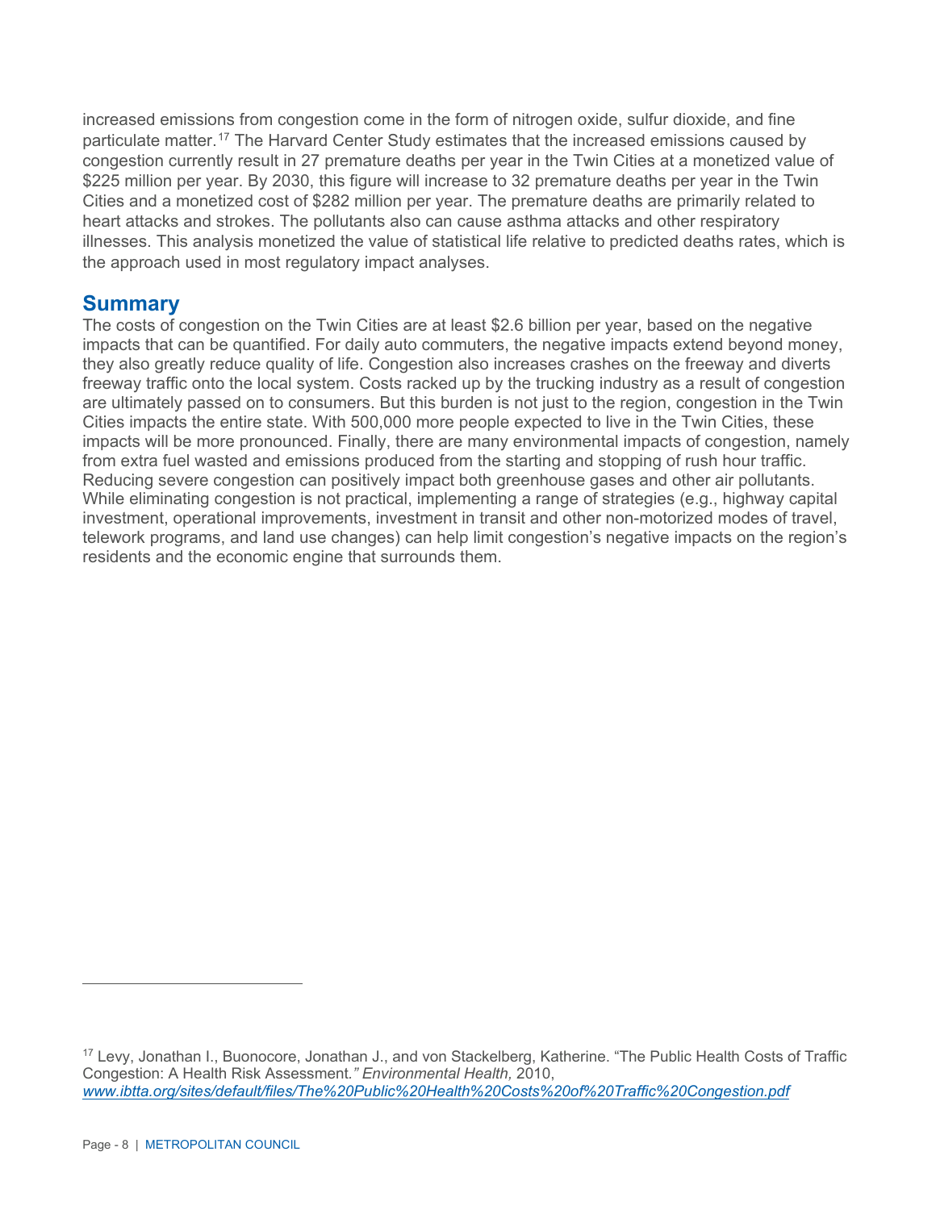increased emissions from congestion come in the form of nitrogen oxide, sulfur dioxide, and fine particulate matter.[17] The Harvard Center Study estimates that the increased emissions caused by congestion currently result in 27 premature deaths per year in the Twin Cities at a monetized value of $225 million per year. By 2030, this figure will increase to 32 premature deaths per year in the Twin Cities and a monetized cost of $282 million per year. The premature deaths are primarily related to heart attacks and strokes. The pollutants also can cause asthma attacks and other respiratory illnesses. This analysis monetized the value of statistical life relative to predicted deaths rates, which is the approach used in most regulatory impact analyses.

## Summary

The costs of congestion on the Twin Cities are at least $2.6 billion per year, based on the negative impacts that can be quantified. For daily auto commuters, the negative impacts extend beyond money, they also greatly reduce quality of life. Congestion also increases crashes on the freeway and diverts freeway traffic onto the local system. Costs racked up by the trucking industry as a result of congestion are ultimately passed on to consumers. But this burden is not just to the region, congestion in the Twin Cities impacts the entire state. With 500,000 more people expected to live in the Twin Cities, these impacts will be more pronounced. Finally, there are many environmental impacts of congestion, namely from extra fuel wasted and emissions produced from the starting and stopping of rush hour traffic. Reducing severe congestion can positively impact both greenhouse gases and other air pollutants. While eliminating congestion is not practical, implementing a range of strategies (e.g., highway capital investment, operational improvements, investment in transit and other non-motorized modes of travel, telework programs, and land use changes) can help limit congestion's negative impacts on the region's residents and the economic engine that surrounds them.

---

[17] Levy, Jonathan I., Buonocore, Jonathan J., and von Stackelberg, Katherine. "The Public Health Costs of Traffic Congestion: A Health Risk Assessment*." Environmental Health,* 2010, *www.ibtta.org/sites/default/files/The%20Public%20Health%20Costs%20of%20Traffic%20Congestion.pdf*